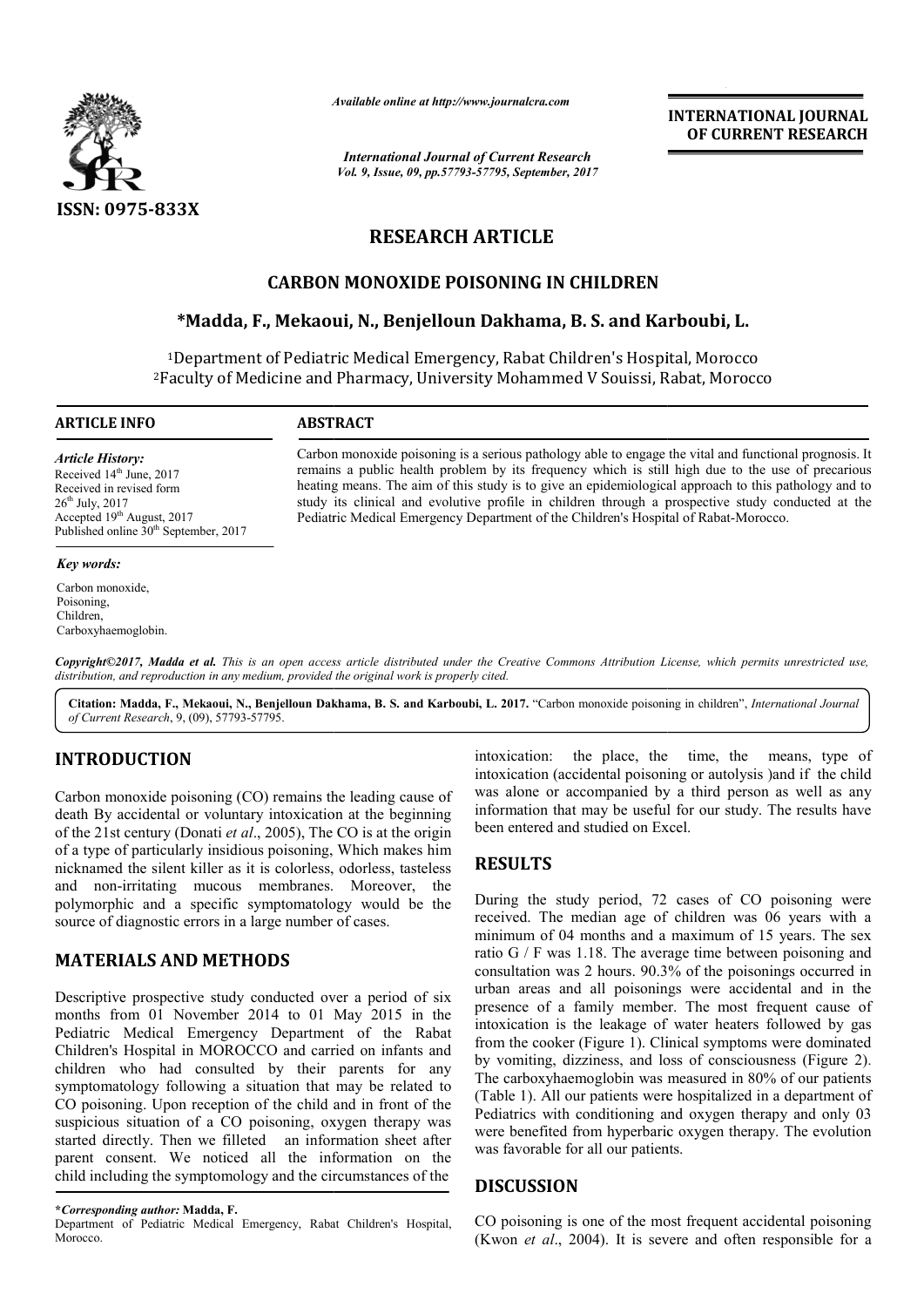ISSN: 0975-833X

*Available online at http://www.journalcra.com*

*International Journal of Current Research*
*Vol. 9, Issue, 09, pp.57793-57795, September, 2017*

**INTERNATIONAL JOURNAL OF CURRENT RESEARCH**

# RESEARCH ARTICLE

## CARBON MONOXIDE POISONING IN CHILDREN

**\*Madda, F., Mekaoui, N., Benjelloun Dakhama, B. S. and Karboubi, L.**

[1]Department of Pediatric Medical Emergency, Rabat Children's Hospital, Morocco
[2]Faculty of Medicine and Pharmacy, University Mohammed V Souissi, Rabat, Morocco

**ARTICLE INFO**

*Article History:*
Received 14th June, 2017
Received in revised form
26th July, 2017
Accepted 19th August, 2017
Published online 30th September, 2017

*Key words:*
Carbon monoxide,
Poisoning,
Children,
Carboxyhaemoglobin.

**ABSTRACT**

Carbon monoxide poisoning is a serious pathology able to engage the vital and functional prognosis. It remains a public health problem by its frequency which is still high due to the use of precarious heating means. The aim of this study is to give an epidemiological approach to this pathology and to study its clinical and evolutive profile in children through a prospective study conducted at the Pediatric Medical Emergency Department of the Children's Hospital of Rabat-Morocco.

*Copyright©2017, Madda et al. This is an open access article distributed under the Creative Commons Attribution License, which permits unrestricted use, distribution, and reproduction in any medium, provided the original work is properly cited.*

**Citation: Madda, F., Mekaoui, N., Benjelloun Dakhama, B. S. and Karboubi, L. 2017.** "Carbon monoxide poisoning in children", *International Journal of Current Research*, 9, (09), 57793-57795.

## INTRODUCTION

Carbon monoxide poisoning (CO) remains the leading cause of death By accidental or voluntary intoxication at the beginning of the 21st century (Donati *et al*., 2005), The CO is at the origin of a type of particularly insidious poisoning, Which makes him nicknamed the silent killer as it is colorless, odorless, tasteless and non-irritating mucous membranes. Moreover, the polymorphic and a specific symptomatology would be the source of diagnostic errors in a large number of cases.

## MATERIALS AND METHODS

Descriptive prospective study conducted over a period of six months from 01 November 2014 to 01 May 2015 in the Pediatric Medical Emergency Department of the Rabat Children's Hospital in MOROCCO and carried on infants and children who had consulted by their parents for any symptomatology following a situation that may be related to CO poisoning. Upon reception of the child and in front of the suspicious situation of a CO poisoning, oxygen therapy was started directly. Then we filleted an information sheet after parent consent. We noticed all the information on the child including the symptomology and the circumstances of the intoxication: the place, the time, the means, type of intoxication (accidental poisoning or autolysis )and if the child was alone or accompanied by a third person as well as any information that may be useful for our study. The results have been entered and studied on Excel.

## RESULTS

During the study period, 72 cases of CO poisoning were received. The median age of children was 06 years with a minimum of 04 months and a maximum of 15 years. The sex ratio G / F was 1.18. The average time between poisoning and consultation was 2 hours. 90.3% of the poisonings occurred in urban areas and all poisonings were accidental and in the presence of a family member. The most frequent cause of intoxication is the leakage of water heaters followed by gas from the cooker (Figure 1). Clinical symptoms were dominated by vomiting, dizziness, and loss of consciousness (Figure 2). The carboxyhaemoglobin was measured in 80% of our patients (Table 1). All our patients were hospitalized in a department of Pediatrics with conditioning and oxygen therapy and only 03 were benefited from hyperbaric oxygen therapy. The evolution was favorable for all our patients.

## DISCUSSION

CO poisoning is one of the most frequent accidental poisoning (Kwon *et al*., 2004). It is severe and often responsible for a

**\*Corresponding author:** **Madda, F.**
Department of Pediatric Medical Emergency, Rabat Children's Hospital, Morocco.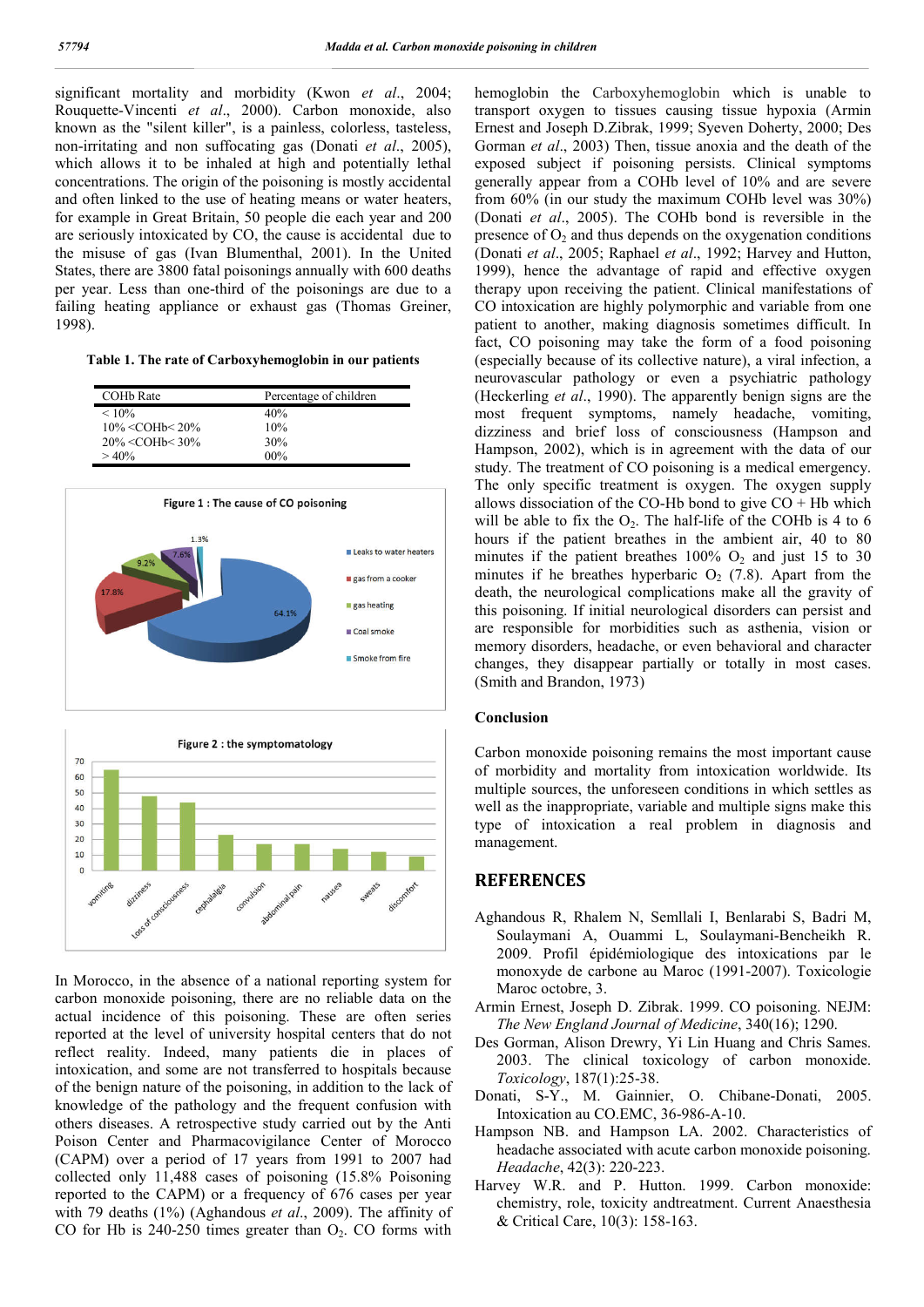significant mortality and morbidity (Kwon *et al*., 2004; Rouquette-Vincenti *et al*., 2000). Carbon monoxide, also known as the "silent killer", is a painless, colorless, tasteless, non-irritating and non suffocating gas (Donati *et al*., 2005), which allows it to be inhaled at high and potentially lethal concentrations. The origin of the poisoning is mostly accidental and often linked to the use of heating means or water heaters, for example in Great Britain, 50 people die each year and 200 are seriously intoxicated by CO, the cause is accidental due to the misuse of gas (Ivan Blumenthal, 2001). In the United States, there are 3800 fatal poisonings annually with 600 deaths per year. Less than one-third of the poisonings are due to a failing heating appliance or exhaust gas (Thomas Greiner, 1998).

**Table 1. The rate of Carboxyhemoglobin in our patients**

| COHb Rate | Percentage of children |
|---|---|
| < 10% | 40% |
| 10% <COHb< 20% | 10% |
| 20% <COHb< 30% | 30% |
| > 40% | 00% |

**Figure 1 : The cause of CO poisoning**

Leaks to water heaters 64.1%; gas from a cooker 17.8%; gas heating 9.2%; Coal smoke 7.6%; Smoke from fire 1.3%

**Figure 2 : the symptomatology**

vomiting, dizziness, Loss of consciousness, cephalalgia, convulsion, abdominal pain, nausea, sweats, discomfort

In Morocco, in the absence of a national reporting system for carbon monoxide poisoning, there are no reliable data on the actual incidence of this poisoning. These are often series reported at the level of university hospital centers that do not reflect reality. Indeed, many patients die in places of intoxication, and some are not transferred to hospitals because of the benign nature of the poisoning, in addition to the lack of knowledge of the pathology and the frequent confusion with others diseases. A retrospective study carried out by the Anti Poison Center and Pharmacovigilance Center of Morocco (CAPM) over a period of 17 years from 1991 to 2007 had collected only 11,488 cases of poisoning (15.8% Poisoning reported to the CAPM) or a frequency of 676 cases per year with 79 deaths (1%) (Aghandous *et al*., 2009). The affinity of CO for Hb is 240-250 times greater than $O_2$. CO forms with hemoglobin the Carboxyhemoglobin which is unable to transport oxygen to tissues causing tissue hypoxia (Armin Ernest and Joseph D.Zibrak, 1999; Syeven Doherty, 2000; Des Gorman *et al*., 2003) Then, tissue anoxia and the death of the exposed subject if poisoning persists. Clinical symptoms generally appear from a COHb level of 10% and are severe from 60% (in our study the maximum COHb level was 30%) (Donati *et al*., 2005). The COHb bond is reversible in the presence of $O_2$ and thus depends on the oxygenation conditions (Donati *et al*., 2005; Raphael *et al*., 1992; Harvey and Hutton, 1999), hence the advantage of rapid and effective oxygen therapy upon receiving the patient. Clinical manifestations of CO intoxication are highly polymorphic and variable from one patient to another, making diagnosis sometimes difficult. In fact, CO poisoning may take the form of a food poisoning (especially because of its collective nature), a viral infection, a neurovascular pathology or even a psychiatric pathology (Heckerling *et al*., 1990). The apparently benign signs are the most frequent symptoms, namely headache, vomiting, dizziness and brief loss of consciousness (Hampson and Hampson, 2002), which is in agreement with the data of our study. The treatment of CO poisoning is a medical emergency. The only specific treatment is oxygen. The oxygen supply allows dissociation of the CO-Hb bond to give CO + Hb which will be able to fix the $O_2$. The half-life of the COHb is 4 to 6 hours if the patient breathes the ambient air, 40 to 80 minutes if the patient breathes 100% $O_2$ and just 15 to 30 minutes if he breathes hyperbaric $O_2$ (7.8). Apart from the death, the neurological complications make all the gravity of this poisoning. If initial neurological disorders can persist and are responsible for morbidities such as asthenia, vision or memory disorders, headache, or even behavioral and character changes, they disappear partially or totally in most cases. (Smith and Brandon, 1973)

### Conclusion

Carbon monoxide poisoning remains the most important cause of morbidity and mortality from intoxication worldwide. Its multiple sources, the unforeseen conditions in which settles as well as the inappropriate, variable and multiple signs make this type of intoxication a real problem in diagnosis and management.

## REFERENCES

Aghandous R, Rhalem N, Semllali I, Benlarabi S, Badri M, Soulaymani A, Ouammi L, Soulaymani-Bencheikh R. 2009. Profil épidémiologique des intoxications par le monoxyde de carbone au Maroc (1991-2007). Toxicologie Maroc octobre, 3.

Armin Ernest, Joseph D. Zibrak. 1999. CO poisoning. NEJM: *The New England Journal of Medicine*, 340(16); 1290.

Des Gorman, Alison Drewry, Yi Lin Huang and Chris Sames. 2003. The clinical toxicology of carbon monoxide. *Toxicology*, 187(1):25-38.

Donati, S-Y., M. Gainnier, O. Chibane-Donati, 2005. Intoxication au CO.EMC, 36-986-A-10.

Hampson NB. and Hampson LA. 2002. Characteristics of headache associated with acute carbon monoxide poisoning. *Headache*, 42(3): 220-223.

Harvey W.R. and P. Hutton. 1999. Carbon monoxide: chemistry, role, toxicity andtreatment. Current Anaesthesia & Critical Care, 10(3): 158-163.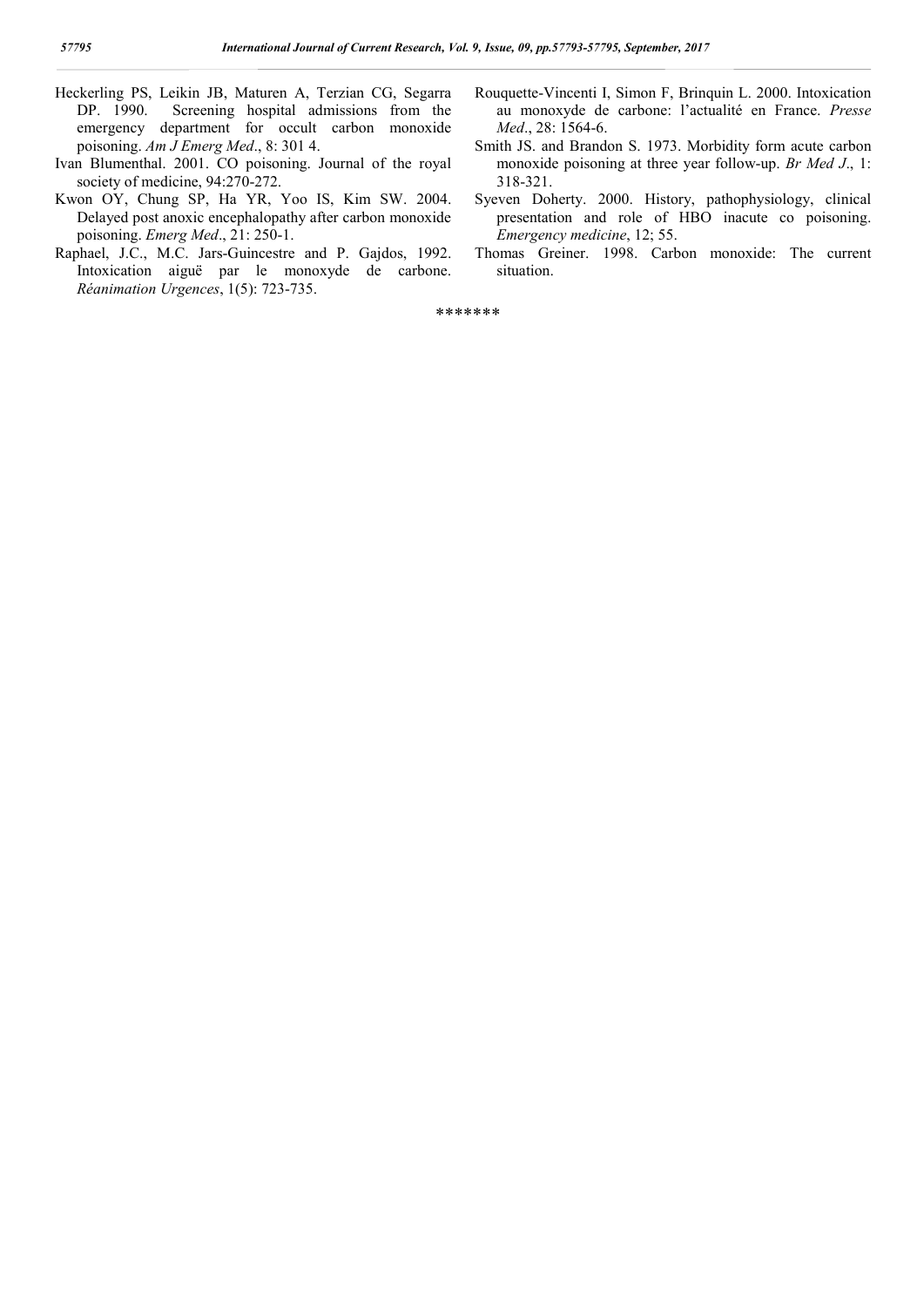Heckerling PS, Leikin JB, Maturen A, Terzian CG, Segarra DP. 1990. Screening hospital admissions from the emergency department for occult carbon monoxide poisoning. *Am J Emerg Med*., 8: 301 4.

Ivan Blumenthal. 2001. CO poisoning. Journal of the royal society of medicine, 94:270-272.

Kwon OY, Chung SP, Ha YR, Yoo IS, Kim SW. 2004. Delayed post anoxic encephalopathy after carbon monoxide poisoning. *Emerg Med*., 21: 250-1.

Raphael, J.C., M.C. Jars-Guincestre and P. Gajdos, 1992. Intoxication aiguë par le monoxyde de carbone. *Réanimation Urgences*, 1(5): 723-735.

Rouquette-Vincenti I, Simon F, Brinquin L. 2000. Intoxication au monoxyde de carbone: l'actualité en France. *Presse Med*., 28: 1564-6.

Smith JS. and Brandon S. 1973. Morbidity form acute carbon monoxide poisoning at three year follow-up. *Br Med J*., 1: 318-321.

Syeven Doherty. 2000. History, pathophysiology, clinical presentation and role of HBO inacute co poisoning. *Emergency medicine*, 12; 55.

Thomas Greiner. 1998. Carbon monoxide: The current situation.

*******